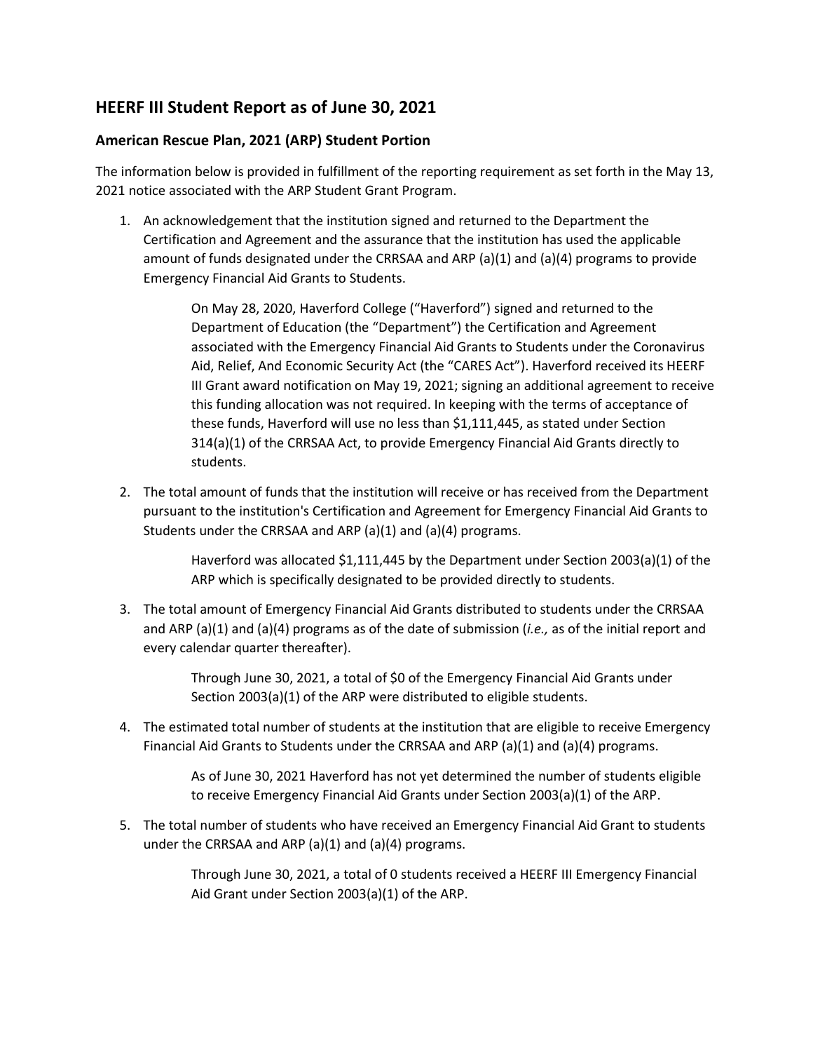## HEERF III Student Report as of June 30, 2021

### American Rescue Plan, 2021 (ARP) Student Portion

The information below is provided in fulfillment of the reporting requirement as set forth in the May 13, 2021 notice associated with the ARP Student Grant Program.

1. An acknowledgement that the institution signed and returned to the Department the Certification and Agreement and the assurance that the institution has used the applicable amount of funds designated under the CRRSAA and ARP (a)(1) and (a)(4) programs to provide Emergency Financial Aid Grants to Students.

   On May 28, 2020, Haverford College ("Haverford") signed and returned to the Department of Education (the "Department") the Certification and Agreement associated with the Emergency Financial Aid Grants to Students under the Coronavirus Aid, Relief, And Economic Security Act (the "CARES Act"). Haverford received its HEERF III Grant award notification on May 19, 2021; signing an additional agreement to receive this funding allocation was not required. In keeping with the terms of acceptance of these funds, Haverford will use no less than $1,111,445, as stated under Section 314(a)(1) of the CRRSAA Act, to provide Emergency Financial Aid Grants directly to students.

2. The total amount of funds that the institution will receive or has received from the Department pursuant to the institution's Certification and Agreement for Emergency Financial Aid Grants to Students under the CRRSAA and ARP (a)(1) and (a)(4) programs.

   Haverford was allocated $1,111,445 by the Department under Section 2003(a)(1) of the ARP which is specifically designated to be provided directly to students.

3. The total amount of Emergency Financial Aid Grants distributed to students under the CRRSAA and ARP (a)(1) and (a)(4) programs as of the date of submission (*i.e.,* as of the initial report and every calendar quarter thereafter).

   Through June 30, 2021, a total of $0 of the Emergency Financial Aid Grants under Section 2003(a)(1) of the ARP were distributed to eligible students.

4. The estimated total number of students at the institution that are eligible to receive Emergency Financial Aid Grants to Students under the CRRSAA and ARP (a)(1) and (a)(4) programs.

   As of June 30, 2021 Haverford has not yet determined the number of students eligible to receive Emergency Financial Aid Grants under Section 2003(a)(1) of the ARP.

5. The total number of students who have received an Emergency Financial Aid Grant to students under the CRRSAA and ARP (a)(1) and (a)(4) programs.

   Through June 30, 2021, a total of 0 students received a HEERF III Emergency Financial Aid Grant under Section 2003(a)(1) of the ARP.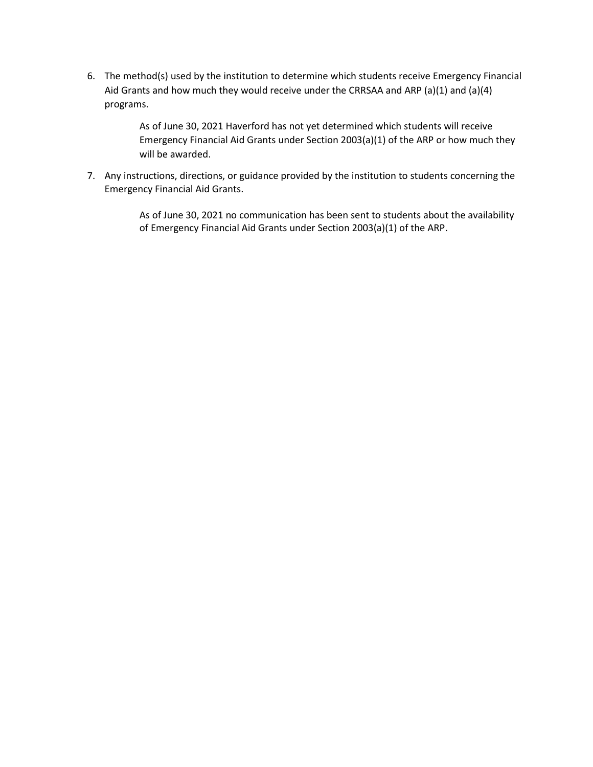6. The method(s) used by the institution to determine which students receive Emergency Financial Aid Grants and how much they would receive under the CRRSAA and ARP (a)(1) and (a)(4) programs.

    As of June 30, 2021 Haverford has not yet determined which students will receive Emergency Financial Aid Grants under Section 2003(a)(1) of the ARP or how much they will be awarded.

7. Any instructions, directions, or guidance provided by the institution to students concerning the Emergency Financial Aid Grants.

    As of June 30, 2021 no communication has been sent to students about the availability of Emergency Financial Aid Grants under Section 2003(a)(1) of the ARP.